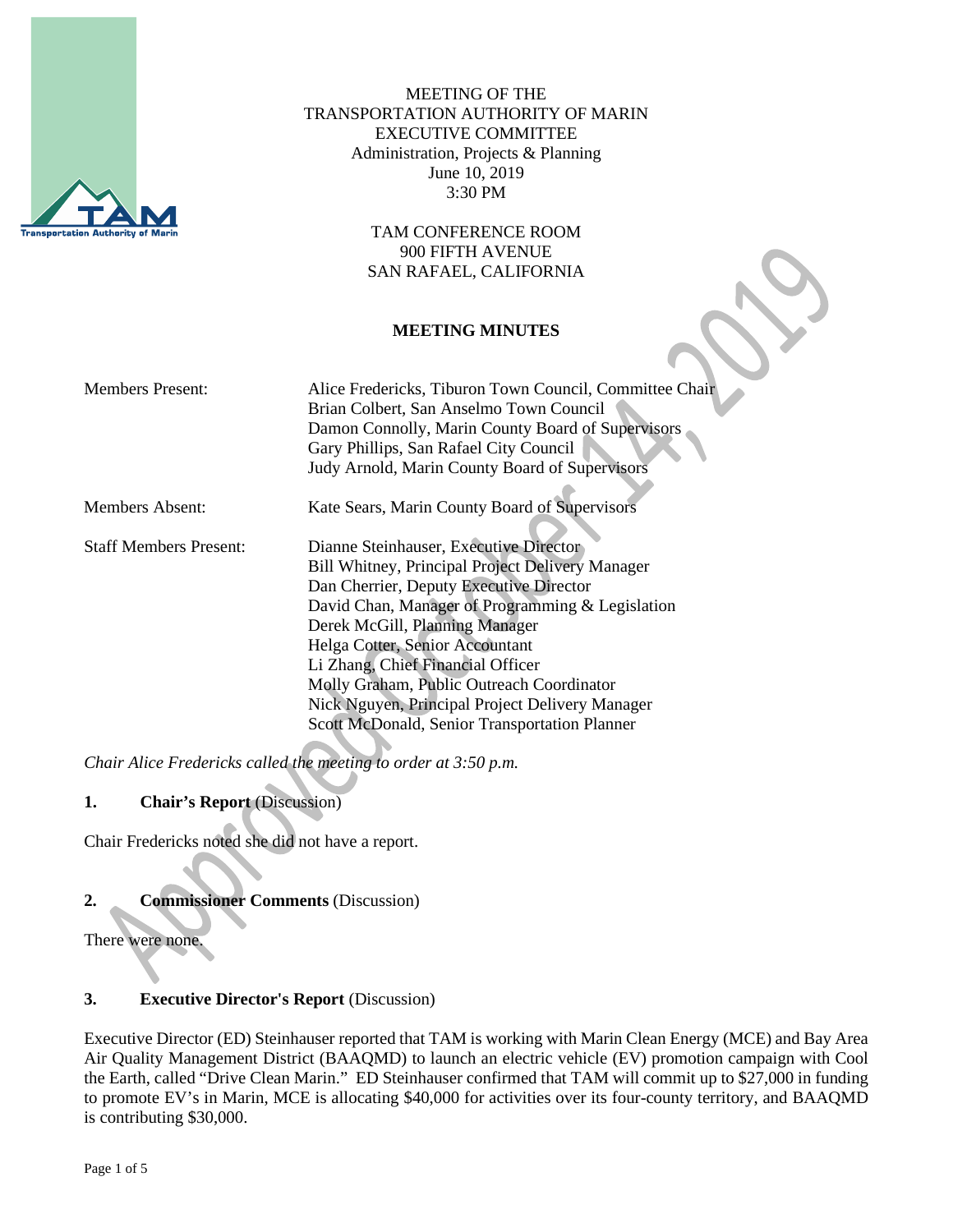MEETING OF THE
TRANSPORTATION AUTHORITY OF MARIN
EXECUTIVE COMMITTEE
Administration, Projects & Planning
June 10, 2019
3:30 PM

TAM CONFERENCE ROOM
900 FIFTH AVENUE
SAN RAFAEL, CALIFORNIA

**MEETING MINUTES**

| | |
|---|---|
| Members Present: | Alice Fredericks, Tiburon Town Council, Committee Chair<br>Brian Colbert, San Anselmo Town Council<br>Damon Connolly, Marin County Board of Supervisors<br>Gary Phillips, San Rafael City Council<br>Judy Arnold, Marin County Board of Supervisors |
| Members Absent: | Kate Sears, Marin County Board of Supervisors |
| Staff Members Present: | Dianne Steinhauser, Executive Director<br>Bill Whitney, Principal Project Delivery Manager<br>Dan Cherrier, Deputy Executive Director<br>David Chan, Manager of Programming & Legislation<br>Derek McGill, Planning Manager<br>Helga Cotter, Senior Accountant<br>Li Zhang, Chief Financial Officer<br>Molly Graham, Public Outreach Coordinator<br>Nick Nguyen, Principal Project Delivery Manager<br>Scott McDonald, Senior Transportation Planner |

*Chair Alice Fredericks called the meeting to order at 3:50 p.m.*

**1. Chair's Report** (Discussion)

Chair Fredericks noted she did not have a report.

**2. Commissioner Comments** (Discussion)

There were none.

**3. Executive Director's Report** (Discussion)

Executive Director (ED) Steinhauser reported that TAM is working with Marin Clean Energy (MCE) and Bay Area Air Quality Management District (BAAQMD) to launch an electric vehicle (EV) promotion campaign with Cool the Earth, called "Drive Clean Marin." ED Steinhauser confirmed that TAM will commit up to $27,000 in funding to promote EV's in Marin, MCE is allocating $40,000 for activities over its four-county territory, and BAAQMD is contributing $30,000.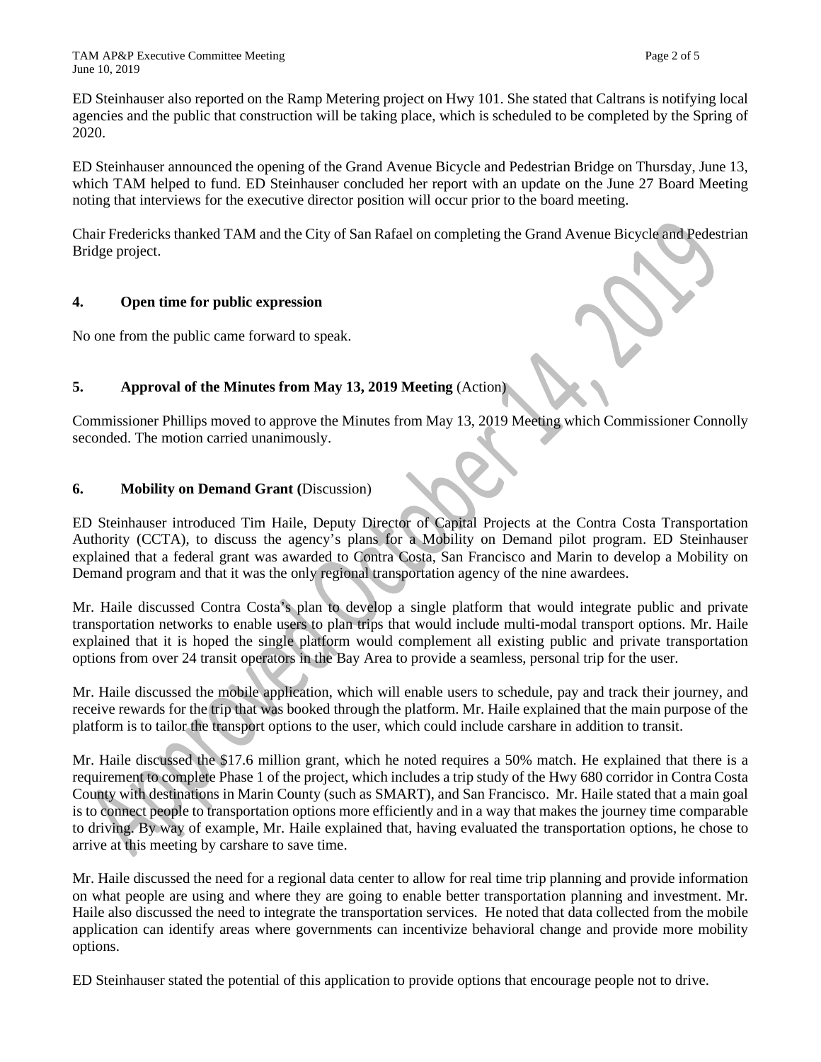ED Steinhauser also reported on the Ramp Metering project on Hwy 101. She stated that Caltrans is notifying local agencies and the public that construction will be taking place, which is scheduled to be completed by the Spring of 2020.

ED Steinhauser announced the opening of the Grand Avenue Bicycle and Pedestrian Bridge on Thursday, June 13, which TAM helped to fund. ED Steinhauser concluded her report with an update on the June 27 Board Meeting noting that interviews for the executive director position will occur prior to the board meeting.

Chair Fredericks thanked TAM and the City of San Rafael on completing the Grand Avenue Bicycle and Pedestrian Bridge project.

## 4. Open time for public expression

No one from the public came forward to speak.

## 5. Approval of the Minutes from May 13, 2019 Meeting (Action)

Commissioner Phillips moved to approve the Minutes from May 13, 2019 Meeting which Commissioner Connolly seconded. The motion carried unanimously.

## 6. Mobility on Demand Grant (Discussion)

ED Steinhauser introduced Tim Haile, Deputy Director of Capital Projects at the Contra Costa Transportation Authority (CCTA), to discuss the agency's plans for a Mobility on Demand pilot program. ED Steinhauser explained that a federal grant was awarded to Contra Costa, San Francisco and Marin to develop a Mobility on Demand program and that it was the only regional transportation agency of the nine awardees.

Mr. Haile discussed Contra Costa's plan to develop a single platform that would integrate public and private transportation networks to enable users to plan trips that would include multi-modal transport options. Mr. Haile explained that it is hoped the single platform would complement all existing public and private transportation options from over 24 transit operators in the Bay Area to provide a seamless, personal trip for the user.

Mr. Haile discussed the mobile application, which will enable users to schedule, pay and track their journey, and receive rewards for the trip that was booked through the platform. Mr. Haile explained that the main purpose of the platform is to tailor the transport options to the user, which could include carshare in addition to transit.

Mr. Haile discussed the $17.6 million grant, which he noted requires a 50% match. He explained that there is a requirement to complete Phase 1 of the project, which includes a trip study of the Hwy 680 corridor in Contra Costa County with destinations in Marin County (such as SMART), and San Francisco. Mr. Haile stated that a main goal is to connect people to transportation options more efficiently and in a way that makes the journey time comparable to driving. By way of example, Mr. Haile explained that, having evaluated the transportation options, he chose to arrive at this meeting by carshare to save time.

Mr. Haile discussed the need for a regional data center to allow for real time trip planning and provide information on what people are using and where they are going to enable better transportation planning and investment. Mr. Haile also discussed the need to integrate the transportation services. He noted that data collected from the mobile application can identify areas where governments can incentivize behavioral change and provide more mobility options.

ED Steinhauser stated the potential of this application to provide options that encourage people not to drive.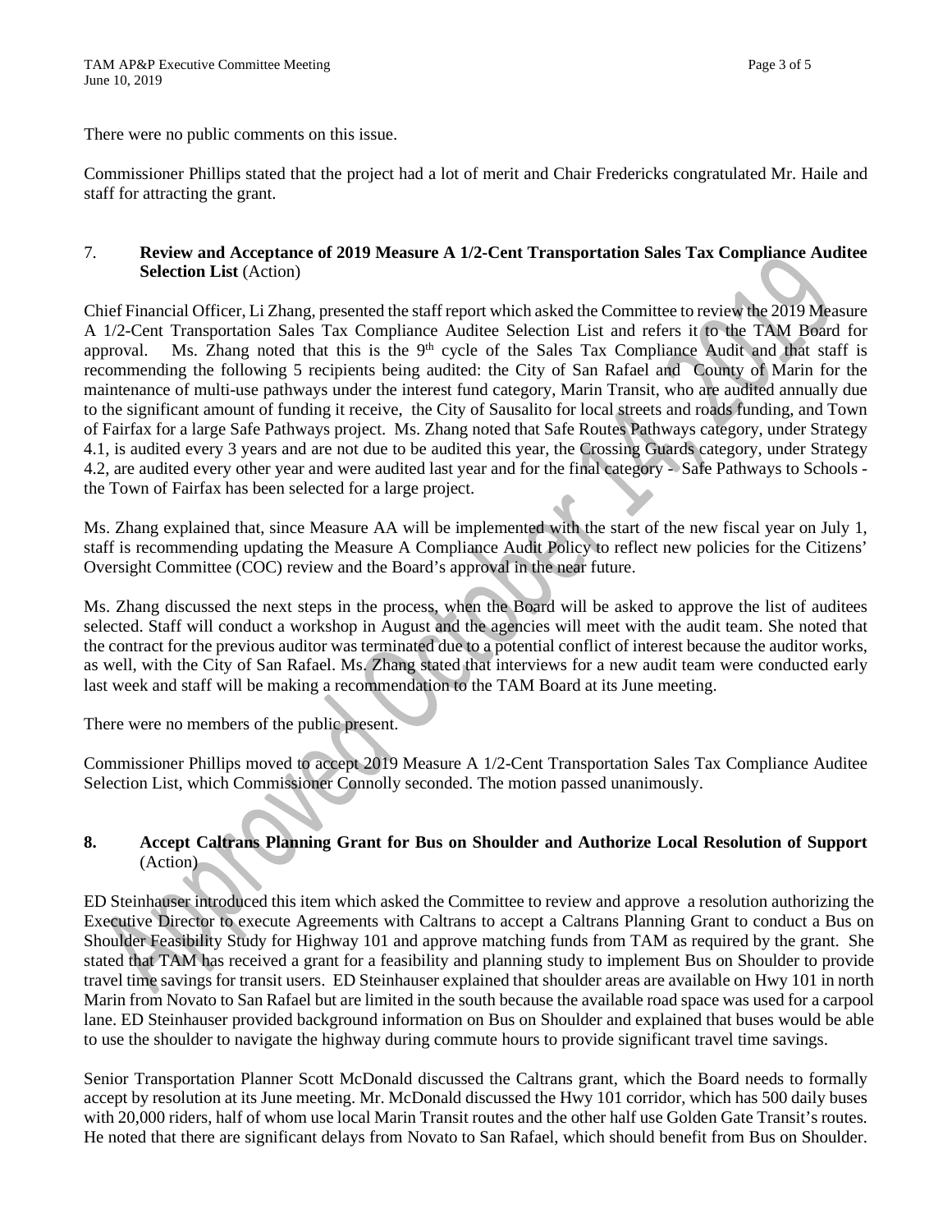There were no public comments on this issue.

Commissioner Phillips stated that the project had a lot of merit and Chair Fredericks congratulated Mr. Haile and staff for attracting the grant.

7. **Review and Acceptance of 2019 Measure A 1/2-Cent Transportation Sales Tax Compliance Auditee Selection List** (Action)

Chief Financial Officer, Li Zhang, presented the staff report which asked the Committee to review the 2019 Measure A 1/2-Cent Transportation Sales Tax Compliance Auditee Selection List and refers it to the TAM Board for approval. Ms. Zhang noted that this is the 9th cycle of the Sales Tax Compliance Audit and that staff is recommending the following 5 recipients being audited: the City of San Rafael and County of Marin for the maintenance of multi-use pathways under the interest fund category, Marin Transit, who are audited annually due to the significant amount of funding it receive, the City of Sausalito for local streets and roads funding, and Town of Fairfax for a large Safe Pathways project. Ms. Zhang noted that Safe Routes Pathways category, under Strategy 4.1, is audited every 3 years and are not due to be audited this year, the Crossing Guards category, under Strategy 4.2, are audited every other year and were audited last year and for the final category - Safe Pathways to Schools - the Town of Fairfax has been selected for a large project.

Ms. Zhang explained that, since Measure AA will be implemented with the start of the new fiscal year on July 1, staff is recommending updating the Measure A Compliance Audit Policy to reflect new policies for the Citizens' Oversight Committee (COC) review and the Board's approval in the near future.

Ms. Zhang discussed the next steps in the process, when the Board will be asked to approve the list of auditees selected. Staff will conduct a workshop in August and the agencies will meet with the audit team. She noted that the contract for the previous auditor was terminated due to a potential conflict of interest because the auditor works, as well, with the City of San Rafael. Ms. Zhang stated that interviews for a new audit team were conducted early last week and staff will be making a recommendation to the TAM Board at its June meeting.

There were no members of the public present.

Commissioner Phillips moved to accept 2019 Measure A 1/2-Cent Transportation Sales Tax Compliance Auditee Selection List, which Commissioner Connolly seconded. The motion passed unanimously.

8. **Accept Caltrans Planning Grant for Bus on Shoulder and Authorize Local Resolution of Support** (Action)

ED Steinhauser introduced this item which asked the Committee to review and approve a resolution authorizing the Executive Director to execute Agreements with Caltrans to accept a Caltrans Planning Grant to conduct a Bus on Shoulder Feasibility Study for Highway 101 and approve matching funds from TAM as required by the grant. She stated that TAM has received a grant for a feasibility and planning study to implement Bus on Shoulder to provide travel time savings for transit users. ED Steinhauser explained that shoulder areas are available on Hwy 101 in north Marin from Novato to San Rafael but are limited in the south because the available road space was used for a carpool lane. ED Steinhauser provided background information on Bus on Shoulder and explained that buses would be able to use the shoulder to navigate the highway during commute hours to provide significant travel time savings.

Senior Transportation Planner Scott McDonald discussed the Caltrans grant, which the Board needs to formally accept by resolution at its June meeting. Mr. McDonald discussed the Hwy 101 corridor, which has 500 daily buses with 20,000 riders, half of whom use local Marin Transit routes and the other half use Golden Gate Transit's routes. He noted that there are significant delays from Novato to San Rafael, which should benefit from Bus on Shoulder.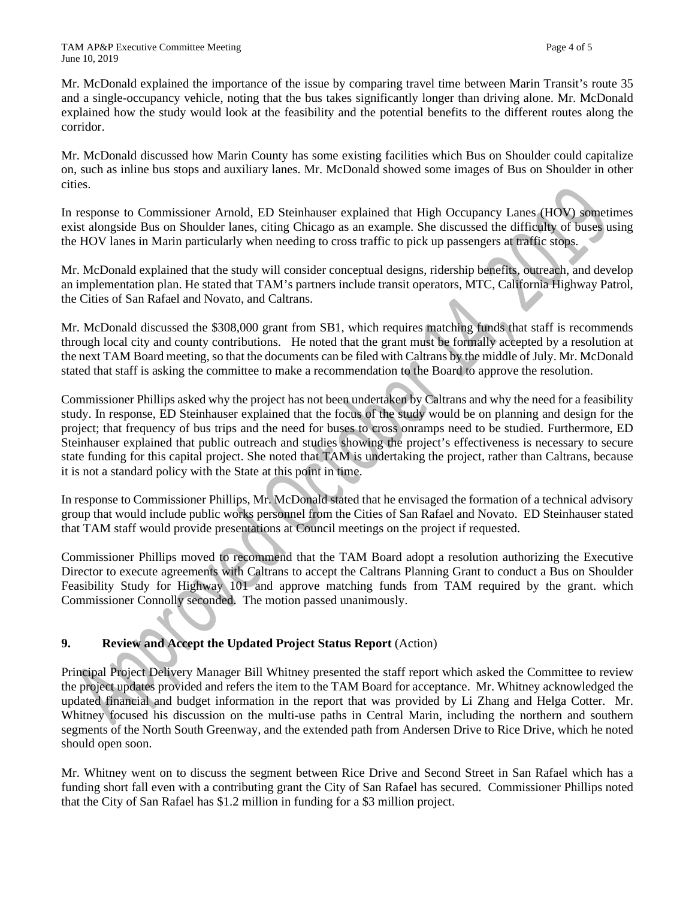Mr. McDonald explained the importance of the issue by comparing travel time between Marin Transit's route 35 and a single-occupancy vehicle, noting that the bus takes significantly longer than driving alone. Mr. McDonald explained how the study would look at the feasibility and the potential benefits to the different routes along the corridor.

Mr. McDonald discussed how Marin County has some existing facilities which Bus on Shoulder could capitalize on, such as inline bus stops and auxiliary lanes. Mr. McDonald showed some images of Bus on Shoulder in other cities.

In response to Commissioner Arnold, ED Steinhauser explained that High Occupancy Lanes (HOV) sometimes exist alongside Bus on Shoulder lanes, citing Chicago as an example. She discussed the difficulty of buses using the HOV lanes in Marin particularly when needing to cross traffic to pick up passengers at traffic stops.

Mr. McDonald explained that the study will consider conceptual designs, ridership benefits, outreach, and develop an implementation plan. He stated that TAM's partners include transit operators, MTC, California Highway Patrol, the Cities of San Rafael and Novato, and Caltrans.

Mr. McDonald discussed the $308,000 grant from SB1, which requires matching funds that staff is recommends through local city and county contributions. He noted that the grant must be formally accepted by a resolution at the next TAM Board meeting, so that the documents can be filed with Caltrans by the middle of July. Mr. McDonald stated that staff is asking the committee to make a recommendation to the Board to approve the resolution.

Commissioner Phillips asked why the project has not been undertaken by Caltrans and why the need for a feasibility study. In response, ED Steinhauser explained that the focus of the study would be on planning and design for the project; that frequency of bus trips and the need for buses to cross onramps need to be studied. Furthermore, ED Steinhauser explained that public outreach and studies showing the project's effectiveness is necessary to secure state funding for this capital project. She noted that TAM is undertaking the project, rather than Caltrans, because it is not a standard policy with the State at this point in time.

In response to Commissioner Phillips, Mr. McDonald stated that he envisaged the formation of a technical advisory group that would include public works personnel from the Cities of San Rafael and Novato. ED Steinhauser stated that TAM staff would provide presentations at Council meetings on the project if requested.

Commissioner Phillips moved to recommend that the TAM Board adopt a resolution authorizing the Executive Director to execute agreements with Caltrans to accept the Caltrans Planning Grant to conduct a Bus on Shoulder Feasibility Study for Highway 101 and approve matching funds from TAM required by the grant. which Commissioner Connolly seconded. The motion passed unanimously.

## 9. **Review and Accept the Updated Project Status Report** (Action)

Principal Project Delivery Manager Bill Whitney presented the staff report which asked the Committee to review the project updates provided and refers the item to the TAM Board for acceptance. Mr. Whitney acknowledged the updated financial and budget information in the report that was provided by Li Zhang and Helga Cotter. Mr. Whitney focused his discussion on the multi-use paths in Central Marin, including the northern and southern segments of the North South Greenway, and the extended path from Andersen Drive to Rice Drive, which he noted should open soon.

Mr. Whitney went on to discuss the segment between Rice Drive and Second Street in San Rafael which has a funding short fall even with a contributing grant the City of San Rafael has secured. Commissioner Phillips noted that the City of San Rafael has $1.2 million in funding for a $3 million project.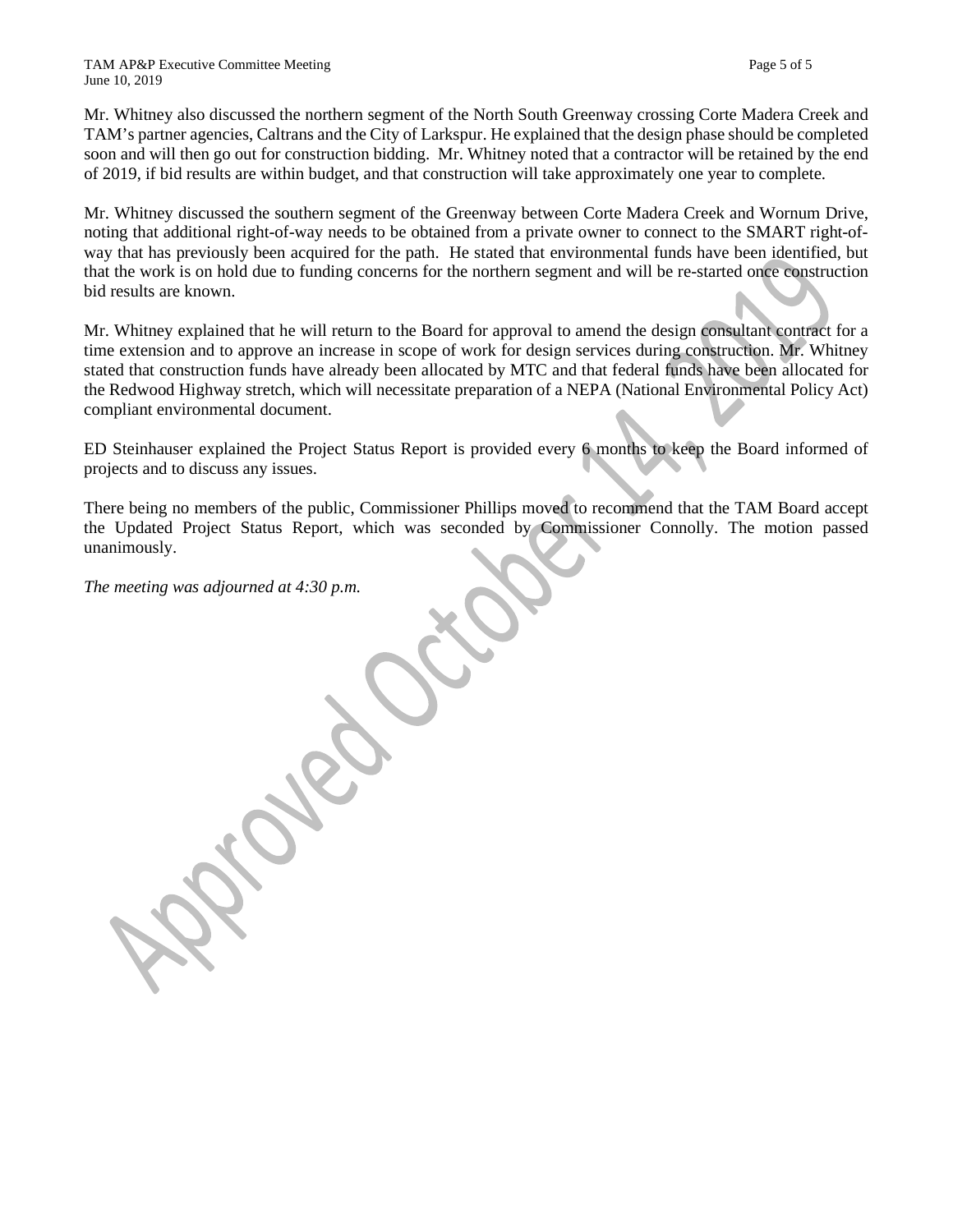Mr. Whitney also discussed the northern segment of the North South Greenway crossing Corte Madera Creek and TAM's partner agencies, Caltrans and the City of Larkspur. He explained that the design phase should be completed soon and will then go out for construction bidding. Mr. Whitney noted that a contractor will be retained by the end of 2019, if bid results are within budget, and that construction will take approximately one year to complete.

Mr. Whitney discussed the southern segment of the Greenway between Corte Madera Creek and Wornum Drive, noting that additional right-of-way needs to be obtained from a private owner to connect to the SMART right-of-way that has previously been acquired for the path. He stated that environmental funds have been identified, but that the work is on hold due to funding concerns for the northern segment and will be re-started once construction bid results are known.

Mr. Whitney explained that he will return to the Board for approval to amend the design consultant contract for a time extension and to approve an increase in scope of work for design services during construction. Mr. Whitney stated that construction funds have already been allocated by MTC and that federal funds have been allocated for the Redwood Highway stretch, which will necessitate preparation of a NEPA (National Environmental Policy Act) compliant environmental document.

ED Steinhauser explained the Project Status Report is provided every 6 months to keep the Board informed of projects and to discuss any issues.

There being no members of the public, Commissioner Phillips moved to recommend that the TAM Board accept the Updated Project Status Report, which was seconded by Commissioner Connolly. The motion passed unanimously.

*The meeting was adjourned at 4:30 p.m.*

Approved October 14, 2019